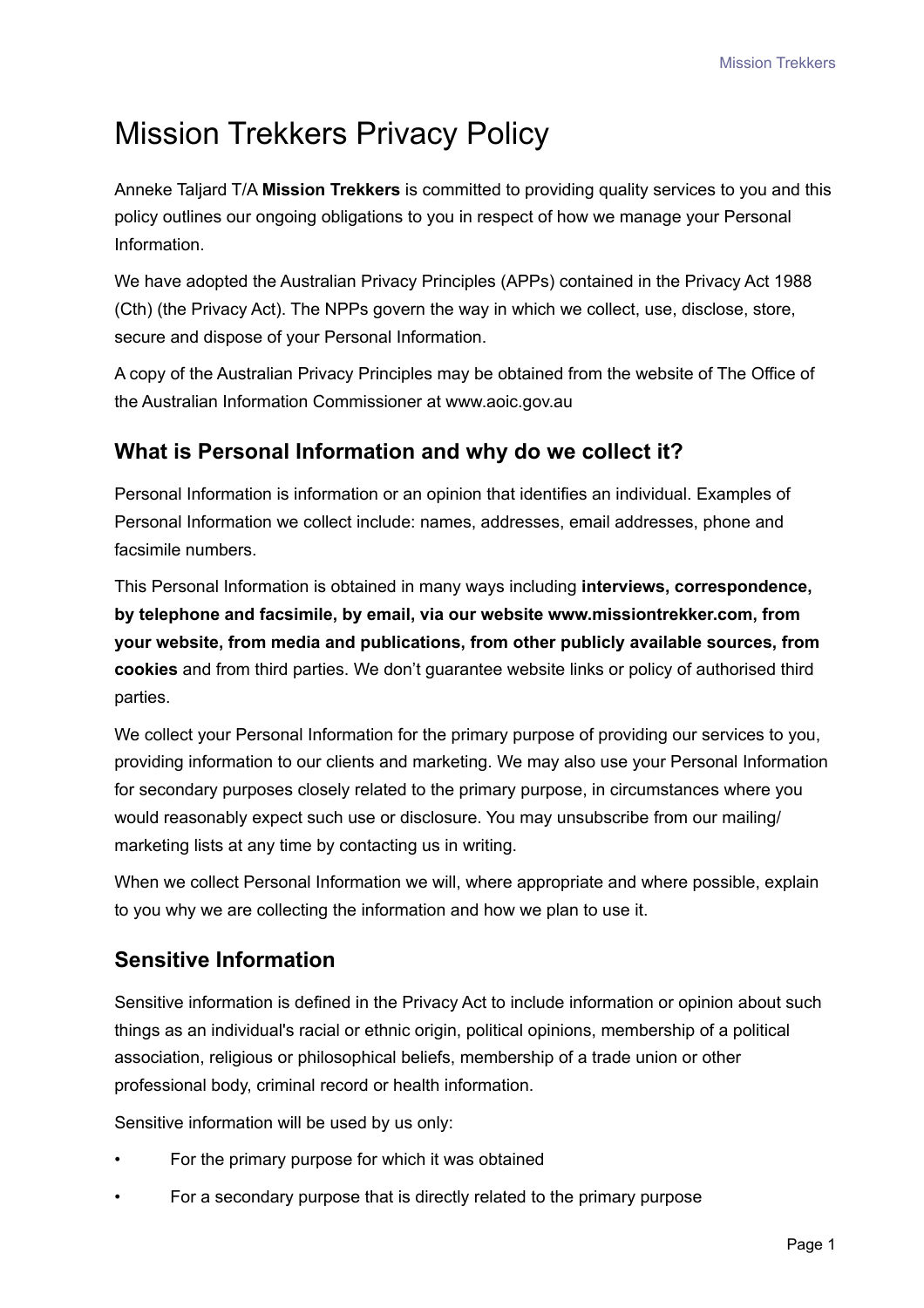# Mission Trekkers Privacy Policy

Anneke Taljard T/A **Mission Trekkers** is committed to providing quality services to you and this policy outlines our ongoing obligations to you in respect of how we manage your Personal Information.

We have adopted the Australian Privacy Principles (APPs) contained in the Privacy Act 1988 (Cth) (the Privacy Act). The NPPs govern the way in which we collect, use, disclose, store, secure and dispose of your Personal Information.

A copy of the Australian Privacy Principles may be obtained from the website of The Office of the Australian Information Commissioner at www.aoic.gov.au

## What is Personal Information and why do we collect it?

Personal Information is information or an opinion that identifies an individual. Examples of Personal Information we collect include: names, addresses, email addresses, phone and facsimile numbers.

This Personal Information is obtained in many ways including **interviews, correspondence, by telephone and facsimile, by email, via our website www.missiontrekker.com, from your website, from media and publications, from other publicly available sources, from cookies** and from third parties. We don't guarantee website links or policy of authorised third parties.

We collect your Personal Information for the primary purpose of providing our services to you, providing information to our clients and marketing. We may also use your Personal Information for secondary purposes closely related to the primary purpose, in circumstances where you would reasonably expect such use or disclosure. You may unsubscribe from our mailing/ marketing lists at any time by contacting us in writing.

When we collect Personal Information we will, where appropriate and where possible, explain to you why we are collecting the information and how we plan to use it.

## Sensitive Information

Sensitive information is defined in the Privacy Act to include information or opinion about such things as an individual's racial or ethnic origin, political opinions, membership of a political association, religious or philosophical beliefs, membership of a trade union or other professional body, criminal record or health information.

Sensitive information will be used by us only:

- For the primary purpose for which it was obtained
- For a secondary purpose that is directly related to the primary purpose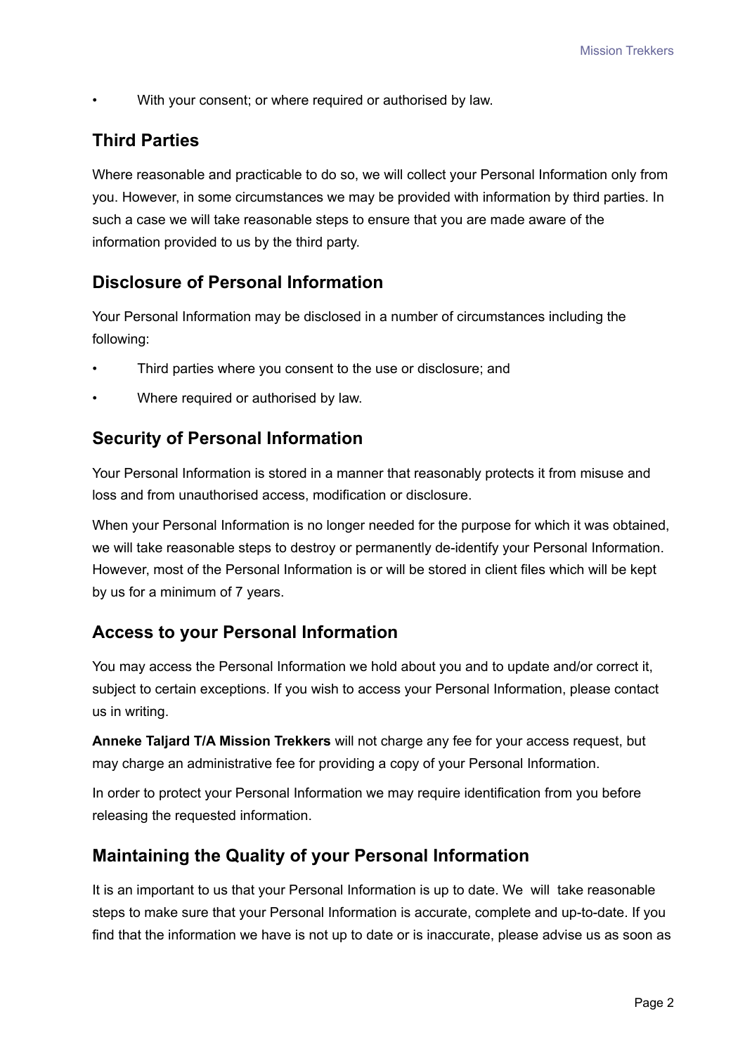- With your consent; or where required or authorised by law.

## Third Parties

Where reasonable and practicable to do so, we will collect your Personal Information only from you. However, in some circumstances we may be provided with information by third parties. In such a case we will take reasonable steps to ensure that you are made aware of the information provided to us by the third party.

## Disclosure of Personal Information

Your Personal Information may be disclosed in a number of circumstances including the following:

- Third parties where you consent to the use or disclosure; and
- Where required or authorised by law.

## Security of Personal Information

Your Personal Information is stored in a manner that reasonably protects it from misuse and loss and from unauthorised access, modification or disclosure.

When your Personal Information is no longer needed for the purpose for which it was obtained, we will take reasonable steps to destroy or permanently de-identify your Personal Information. However, most of the Personal Information is or will be stored in client files which will be kept by us for a minimum of 7 years.

## Access to your Personal Information

You may access the Personal Information we hold about you and to update and/or correct it, subject to certain exceptions. If you wish to access your Personal Information, please contact us in writing.

**Anneke Taljard T/A Mission Trekkers** will not charge any fee for your access request, but may charge an administrative fee for providing a copy of your Personal Information.

In order to protect your Personal Information we may require identification from you before releasing the requested information.

## Maintaining the Quality of your Personal Information

It is an important to us that your Personal Information is up to date. We will take reasonable steps to make sure that your Personal Information is accurate, complete and up-to-date. If you find that the information we have is not up to date or is inaccurate, please advise us as soon as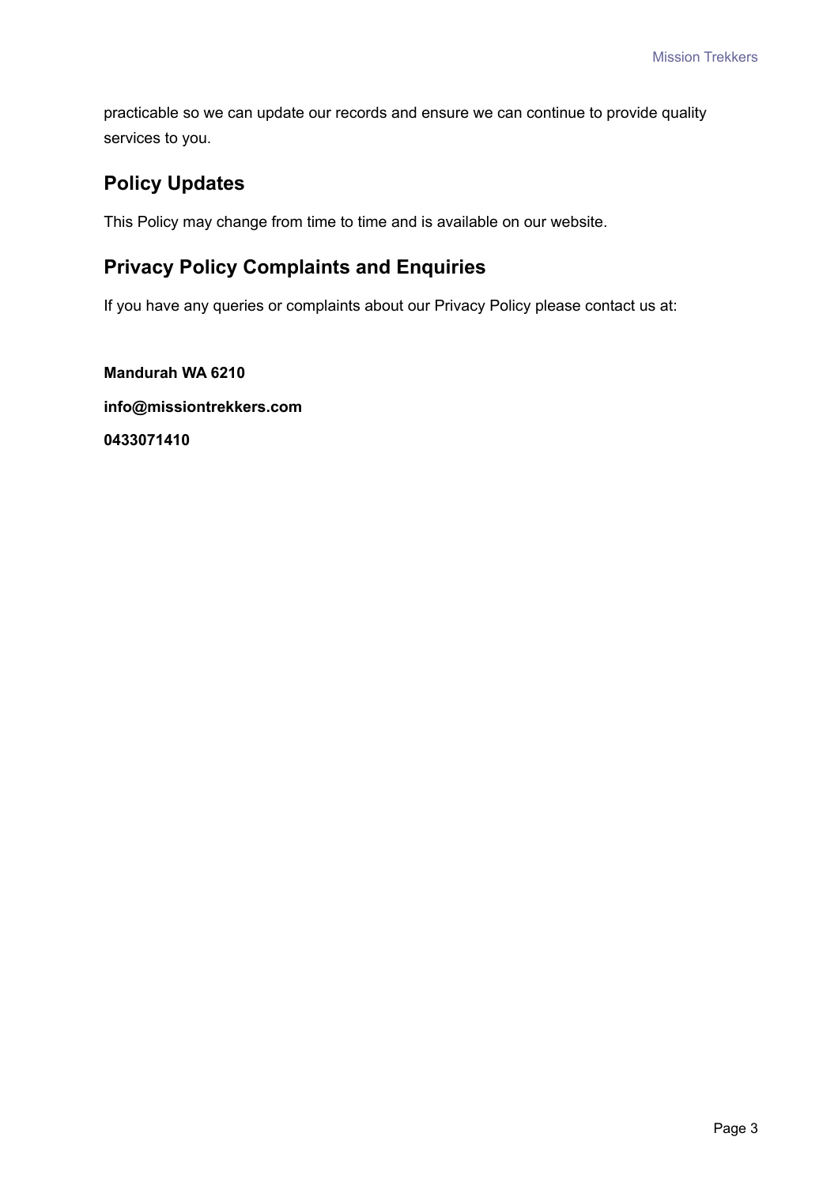practicable so we can update our records and ensure we can continue to provide quality services to you.

## Policy Updates

This Policy may change from time to time and is available on our website.

## Privacy Policy Complaints and Enquiries

If you have any queries or complaints about our Privacy Policy please contact us at:

**Mandurah WA 6210**

**info@missiontrekkers.com**

**0433071410**